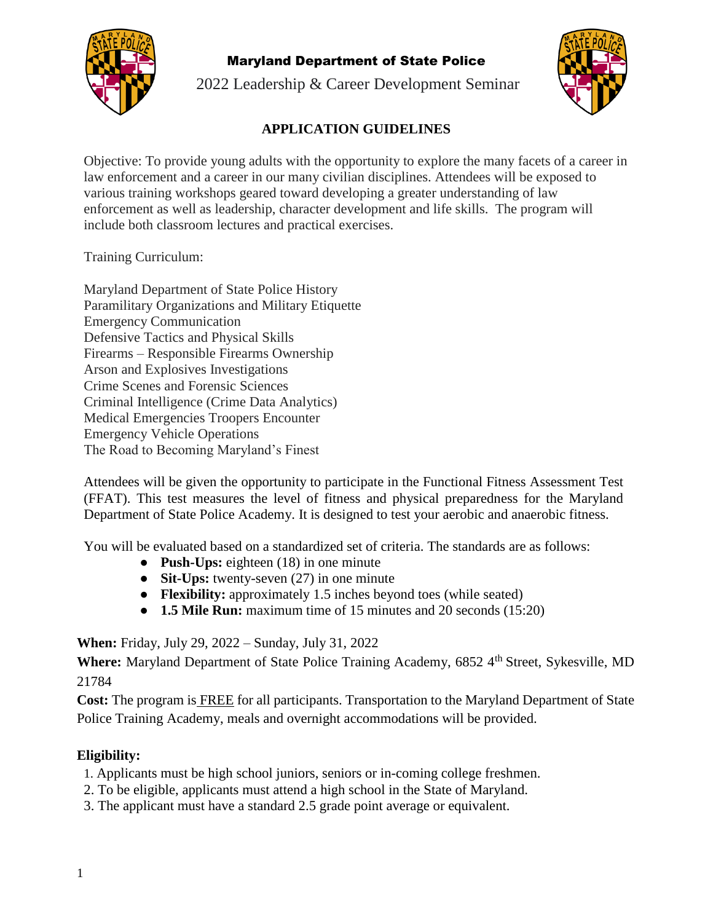# Maryland Department of State Police

2022 Leadership & Career Development Seminar

## APPLICATION GUIDELINES

Objective: To provide young adults with the opportunity to explore the many facets of a career in law enforcement and a career in our many civilian disciplines. Attendees will be exposed to various training workshops geared toward developing a greater understanding of law enforcement as well as leadership, character development and life skills. The program will include both classroom lectures and practical exercises.

Training Curriculum:

Maryland Department of State Police History
Paramilitary Organizations and Military Etiquette
Emergency Communication
Defensive Tactics and Physical Skills
Firearms – Responsible Firearms Ownership
Arson and Explosives Investigations
Crime Scenes and Forensic Sciences
Criminal Intelligence (Crime Data Analytics)
Medical Emergencies Troopers Encounter
Emergency Vehicle Operations
The Road to Becoming Maryland's Finest

Attendees will be given the opportunity to participate in the Functional Fitness Assessment Test (FFAT). This test measures the level of fitness and physical preparedness for the Maryland Department of State Police Academy. It is designed to test your aerobic and anaerobic fitness.

You will be evaluated based on a standardized set of criteria. The standards are as follows:

- **Push-Ups:** eighteen (18) in one minute
- **Sit-Ups:** twenty-seven (27) in one minute
- **Flexibility:** approximately 1.5 inches beyond toes (while seated)
- **1.5 Mile Run:** maximum time of 15 minutes and 20 seconds (15:20)

**When:** Friday, July 29, 2022 – Sunday, July 31, 2022

**Where:** Maryland Department of State Police Training Academy, 6852 4th Street, Sykesville, MD 21784

**Cost:** The program is FREE for all participants. Transportation to the Maryland Department of State Police Training Academy, meals and overnight accommodations will be provided.

**Eligibility:**

1. Applicants must be high school juniors, seniors or in-coming college freshmen.
2. To be eligible, applicants must attend a high school in the State of Maryland.
3. The applicant must have a standard 2.5 grade point average or equivalent.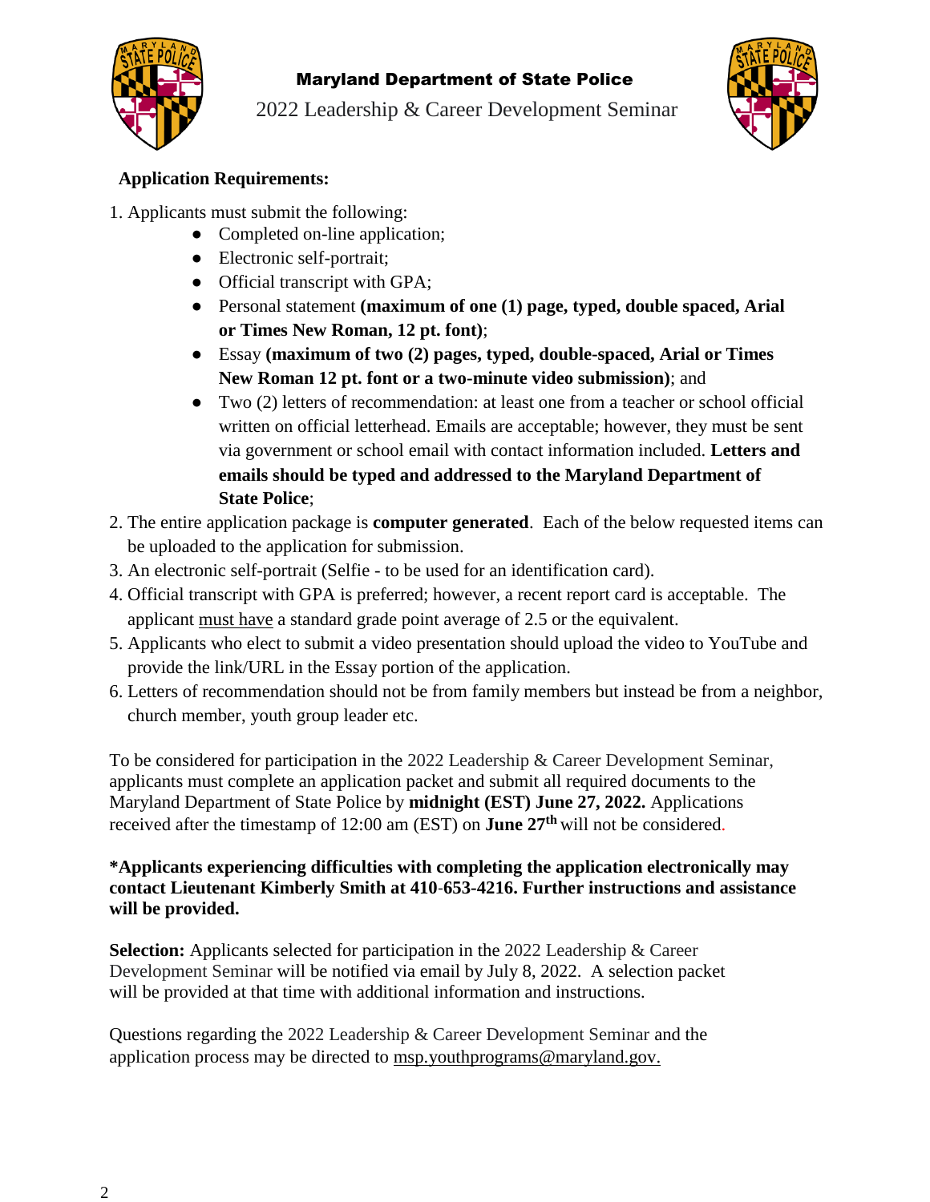**Maryland Department of State Police**

2022 Leadership & Career Development Seminar

**Application Requirements:**

1. Applicants must submit the following:
   - Completed on-line application;
   - Electronic self-portrait;
   - Official transcript with GPA;
   - Personal statement **(maximum of one (1) page, typed, double spaced, Arial or Times New Roman, 12 pt. font)**;
   - Essay **(maximum of two (2) pages, typed, double-spaced, Arial or Times New Roman 12 pt. font or a two-minute video submission)**; and
   - Two (2) letters of recommendation: at least one from a teacher or school official written on official letterhead. Emails are acceptable; however, they must be sent via government or school email with contact information included. **Letters and emails should be typed and addressed to the Maryland Department of State Police**;
2. The entire application package is **computer generated**. Each of the below requested items can be uploaded to the application for submission.
3. An electronic self-portrait (Selfie - to be used for an identification card).
4. Official transcript with GPA is preferred; however, a recent report card is acceptable. The applicant must have a standard grade point average of 2.5 or the equivalent.
5. Applicants who elect to submit a video presentation should upload the video to YouTube and provide the link/URL in the Essay portion of the application.
6. Letters of recommendation should not be from family members but instead be from a neighbor, church member, youth group leader etc.

To be considered for participation in the 2022 Leadership & Career Development Seminar, applicants must complete an application packet and submit all required documents to the Maryland Department of State Police by **midnight (EST) June 27, 2022.** Applications received after the timestamp of 12:00 am (EST) on **June 27th** will not be considered.

**\*Applicants experiencing difficulties with completing the application electronically may contact Lieutenant Kimberly Smith at 410-653-4216. Further instructions and assistance will be provided.**

**Selection:** Applicants selected for participation in the 2022 Leadership & Career Development Seminar will be notified via email by July 8, 2022. A selection packet will be provided at that time with additional information and instructions.

Questions regarding the 2022 Leadership & Career Development Seminar and the application process may be directed to msp.youthprograms@maryland.gov.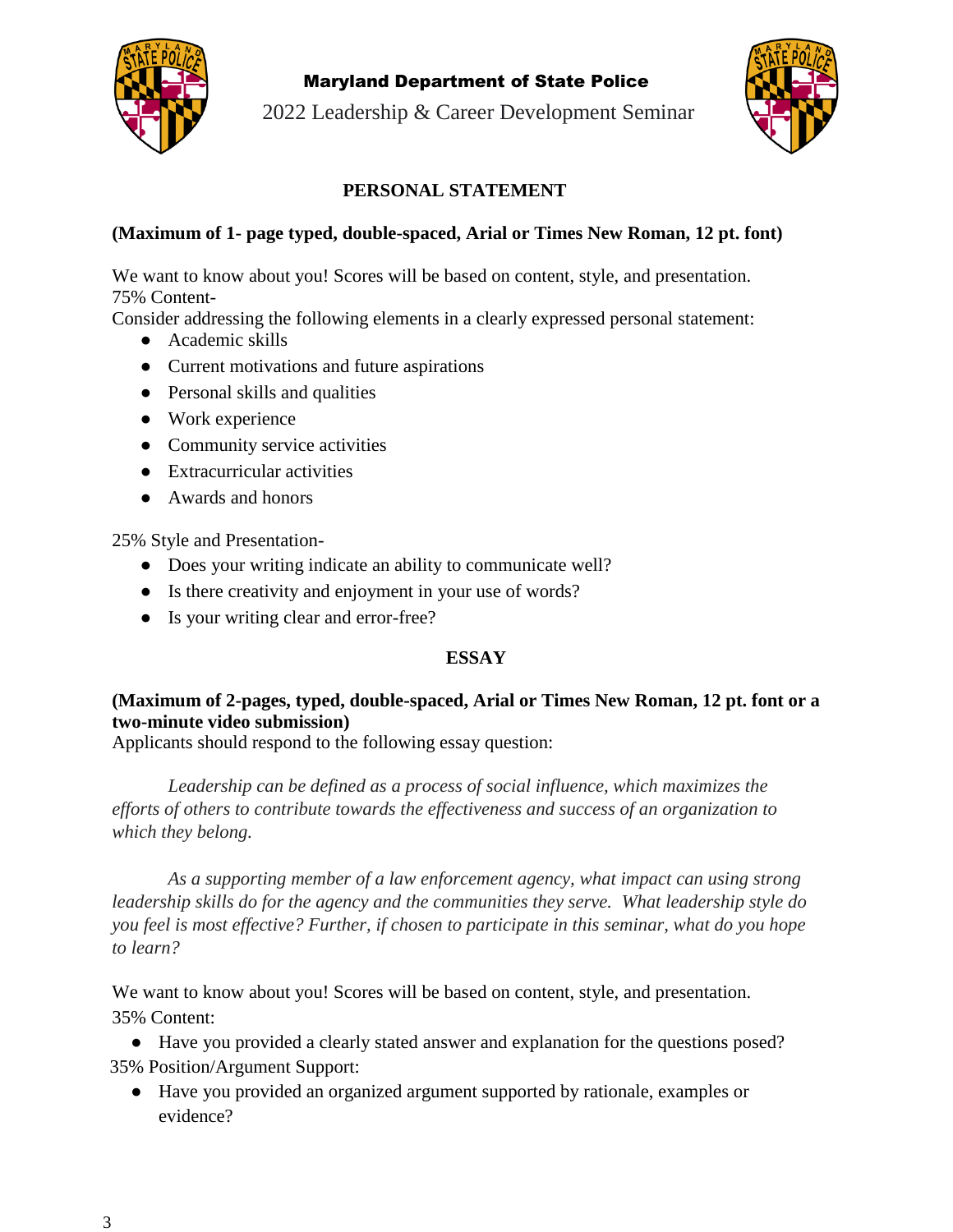**Maryland Department of State Police**

2022 Leadership & Career Development Seminar

## PERSONAL STATEMENT

**(Maximum of 1- page typed, double-spaced, Arial or Times New Roman, 12 pt. font)**

We want to know about you! Scores will be based on content, style, and presentation.
75% Content-
Consider addressing the following elements in a clearly expressed personal statement:

- Academic skills
- Current motivations and future aspirations
- Personal skills and qualities
- Work experience
- Community service activities
- Extracurricular activities
- Awards and honors

25% Style and Presentation-

- Does your writing indicate an ability to communicate well?
- Is there creativity and enjoyment in your use of words?
- Is your writing clear and error-free?

## ESSAY

**(Maximum of 2-pages, typed, double-spaced, Arial or Times New Roman, 12 pt. font or a two-minute video submission)**
Applicants should respond to the following essay question:

*Leadership can be defined as a process of social influence, which maximizes the efforts of others to contribute towards the effectiveness and success of an organization to which they belong.*

*As a supporting member of a law enforcement agency, what impact can using strong leadership skills do for the agency and the communities they serve. What leadership style do you feel is most effective? Further, if chosen to participate in this seminar, what do you hope to learn?*

We want to know about you! Scores will be based on content, style, and presentation.
35% Content:

- Have you provided a clearly stated answer and explanation for the questions posed?

35% Position/Argument Support:

- Have you provided an organized argument supported by rationale, examples or evidence?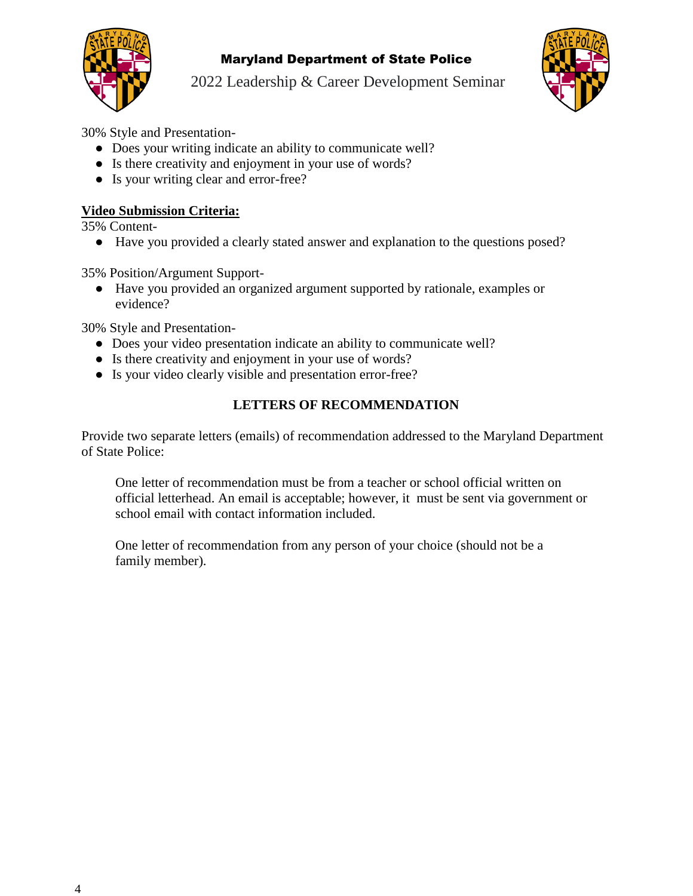30% Style and Presentation-

- Does your writing indicate an ability to communicate well?
- Is there creativity and enjoyment in your use of words?
- Is your writing clear and error-free?

**Video Submission Criteria:**

35% Content-

- Have you provided a clearly stated answer and explanation to the questions posed?

35% Position/Argument Support-

- Have you provided an organized argument supported by rationale, examples or evidence?

30% Style and Presentation-

- Does your video presentation indicate an ability to communicate well?
- Is there creativity and enjoyment in your use of words?
- Is your video clearly visible and presentation error-free?

## LETTERS OF RECOMMENDATION

Provide two separate letters (emails) of recommendation addressed to the Maryland Department of State Police:

One letter of recommendation must be from a teacher or school official written on official letterhead. An email is acceptable; however, it must be sent via government or school email with contact information included.

One letter of recommendation from any person of your choice (should not be a family member).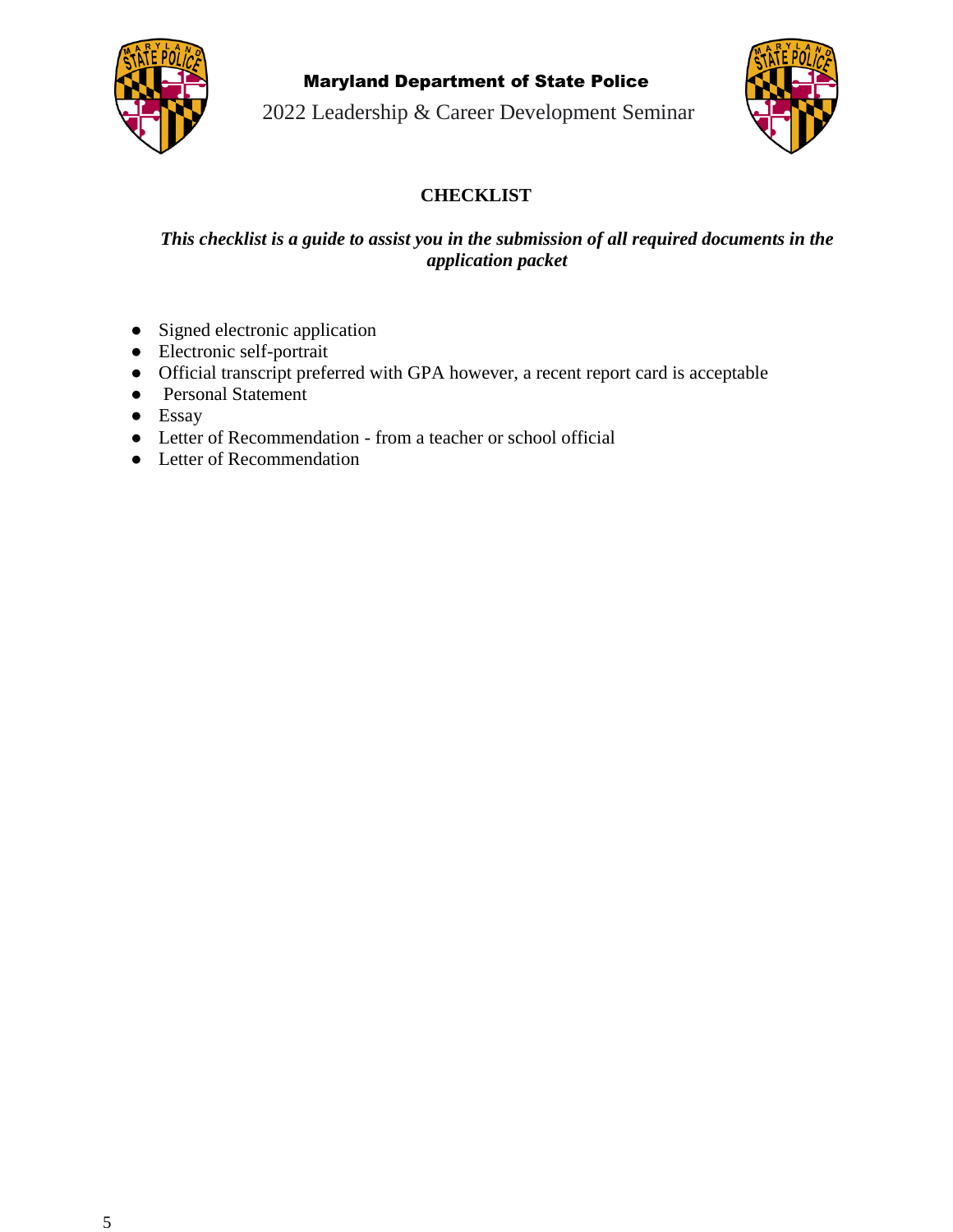**Maryland Department of State Police**

2022 Leadership & Career Development Seminar

## CHECKLIST

***This checklist is a guide to assist you in the submission of all required documents in the application packet***

- Signed electronic application
- Electronic self-portrait
- Official transcript preferred with GPA however, a recent report card is acceptable
- Personal Statement
- Essay
- Letter of Recommendation - from a teacher or school official
- Letter of Recommendation